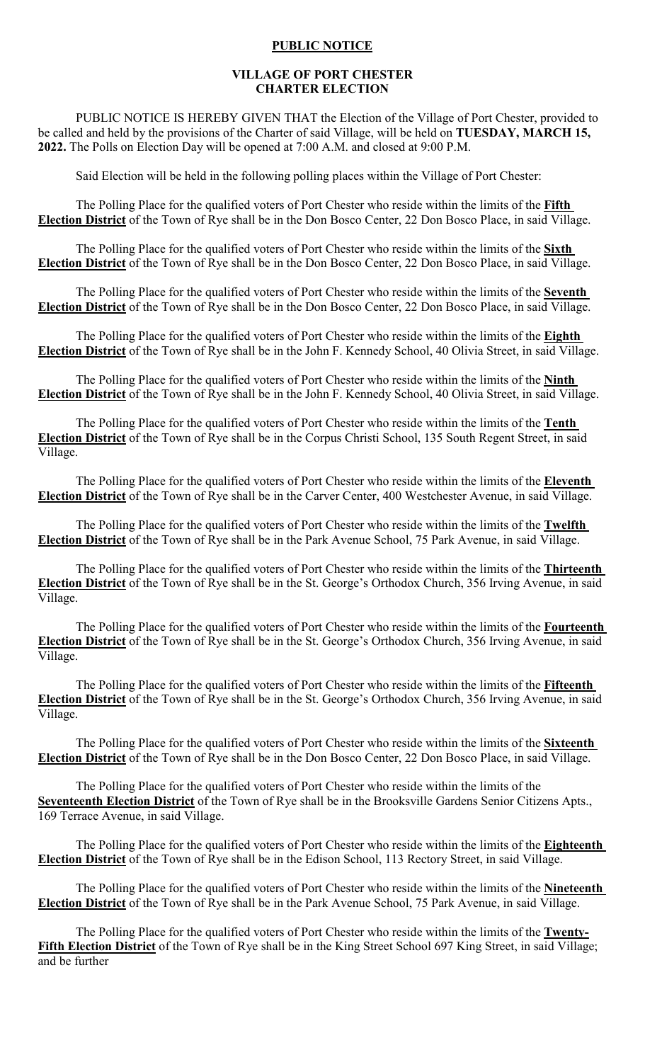**PUBLIC NOTICE**

**VILLAGE OF PORT CHESTER**
**CHARTER ELECTION**

PUBLIC NOTICE IS HEREBY GIVEN THAT the Election of the Village of Port Chester, provided to be called and held by the provisions of the Charter of said Village, will be held on **TUESDAY, MARCH 15, 2022.** The Polls on Election Day will be opened at 7:00 A.M. and closed at 9:00 P.M.

Said Election will be held in the following polling places within the Village of Port Chester:

The Polling Place for the qualified voters of Port Chester who reside within the limits of the **Fifth Election District** of the Town of Rye shall be in the Don Bosco Center, 22 Don Bosco Place, in said Village.

The Polling Place for the qualified voters of Port Chester who reside within the limits of the **Sixth Election District** of the Town of Rye shall be in the Don Bosco Center, 22 Don Bosco Place, in said Village.

The Polling Place for the qualified voters of Port Chester who reside within the limits of the **Seventh Election District** of the Town of Rye shall be in the Don Bosco Center, 22 Don Bosco Place, in said Village.

The Polling Place for the qualified voters of Port Chester who reside within the limits of the **Eighth Election District** of the Town of Rye shall be in the John F. Kennedy School, 40 Olivia Street, in said Village.

The Polling Place for the qualified voters of Port Chester who reside within the limits of the **Ninth Election District** of the Town of Rye shall be in the John F. Kennedy School, 40 Olivia Street, in said Village.

The Polling Place for the qualified voters of Port Chester who reside within the limits of the **Tenth Election District** of the Town of Rye shall be in the Corpus Christi School, 135 South Regent Street, in said Village.

The Polling Place for the qualified voters of Port Chester who reside within the limits of the **Eleventh Election District** of the Town of Rye shall be in the Carver Center, 400 Westchester Avenue, in said Village.

The Polling Place for the qualified voters of Port Chester who reside within the limits of the **Twelfth Election District** of the Town of Rye shall be in the Park Avenue School, 75 Park Avenue, in said Village.

The Polling Place for the qualified voters of Port Chester who reside within the limits of the **Thirteenth Election District** of the Town of Rye shall be in the St. George's Orthodox Church, 356 Irving Avenue, in said Village.

The Polling Place for the qualified voters of Port Chester who reside within the limits of the **Fourteenth Election District** of the Town of Rye shall be in the St. George's Orthodox Church, 356 Irving Avenue, in said Village.

The Polling Place for the qualified voters of Port Chester who reside within the limits of the **Fifteenth Election District** of the Town of Rye shall be in the St. George's Orthodox Church, 356 Irving Avenue, in said Village.

The Polling Place for the qualified voters of Port Chester who reside within the limits of the **Sixteenth Election District** of the Town of Rye shall be in the Don Bosco Center, 22 Don Bosco Place, in said Village.

The Polling Place for the qualified voters of Port Chester who reside within the limits of the **Seventeenth Election District** of the Town of Rye shall be in the Brooksville Gardens Senior Citizens Apts., 169 Terrace Avenue, in said Village.

The Polling Place for the qualified voters of Port Chester who reside within the limits of the **Eighteenth Election District** of the Town of Rye shall be in the Edison School, 113 Rectory Street, in said Village.

The Polling Place for the qualified voters of Port Chester who reside within the limits of the **Nineteenth Election District** of the Town of Rye shall be in the Park Avenue School, 75 Park Avenue, in said Village.

The Polling Place for the qualified voters of Port Chester who reside within the limits of the **Twenty-Fifth Election District** of the Town of Rye shall be in the King Street School 697 King Street, in said Village; and be further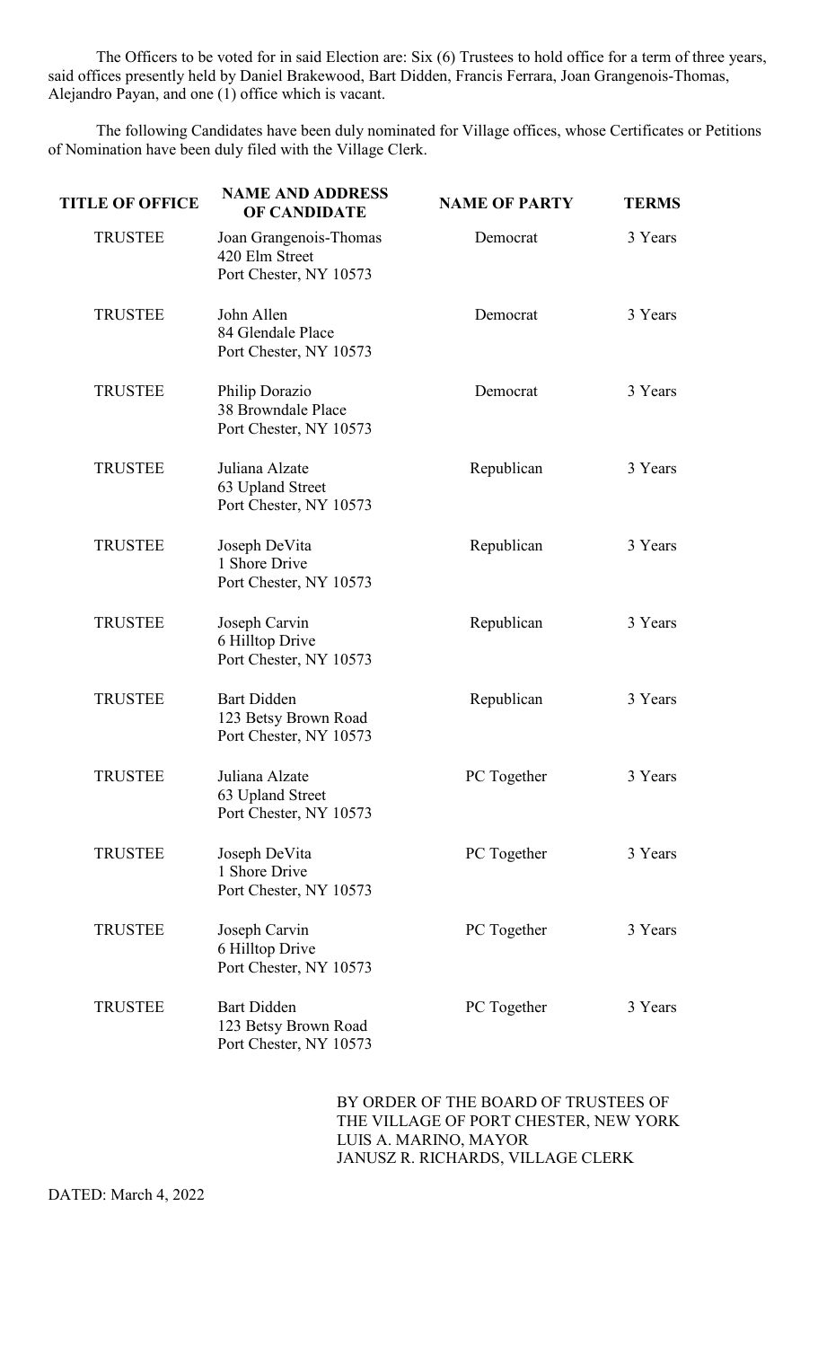The Officers to be voted for in said Election are: Six (6) Trustees to hold office for a term of three years, said offices presently held by Daniel Brakewood, Bart Didden, Francis Ferrara, Joan Grangenois-Thomas, Alejandro Payan, and one (1) office which is vacant.

The following Candidates have been duly nominated for Village offices, whose Certificates or Petitions of Nomination have been duly filed with the Village Clerk.

| TITLE OF OFFICE | NAME AND ADDRESS OF CANDIDATE | NAME OF PARTY | TERMS |
|---|---|---|---|
| TRUSTEE | Joan Grangenois-Thomas<br>420 Elm Street<br>Port Chester, NY 10573 | Democrat | 3 Years |
| TRUSTEE | John Allen<br>84 Glendale Place<br>Port Chester, NY 10573 | Democrat | 3 Years |
| TRUSTEE | Philip Dorazio<br>38 Browndale Place<br>Port Chester, NY 10573 | Democrat | 3 Years |
| TRUSTEE | Juliana Alzate<br>63 Upland Street<br>Port Chester, NY 10573 | Republican | 3 Years |
| TRUSTEE | Joseph DeVita<br>1 Shore Drive<br>Port Chester, NY 10573 | Republican | 3 Years |
| TRUSTEE | Joseph Carvin<br>6 Hilltop Drive<br>Port Chester, NY 10573 | Republican | 3 Years |
| TRUSTEE | Bart Didden<br>123 Betsy Brown Road<br>Port Chester, NY 10573 | Republican | 3 Years |
| TRUSTEE | Juliana Alzate<br>63 Upland Street<br>Port Chester, NY 10573 | PC Together | 3 Years |
| TRUSTEE | Joseph DeVita<br>1 Shore Drive<br>Port Chester, NY 10573 | PC Together | 3 Years |
| TRUSTEE | Joseph Carvin<br>6 Hilltop Drive<br>Port Chester, NY 10573 | PC Together | 3 Years |
| TRUSTEE | Bart Didden<br>123 Betsy Brown Road<br>Port Chester, NY 10573 | PC Together | 3 Years |

BY ORDER OF THE BOARD OF TRUSTEES OF
THE VILLAGE OF PORT CHESTER, NEW YORK
LUIS A. MARINO, MAYOR
JANUSZ R. RICHARDS, VILLAGE CLERK

DATED: March 4, 2022